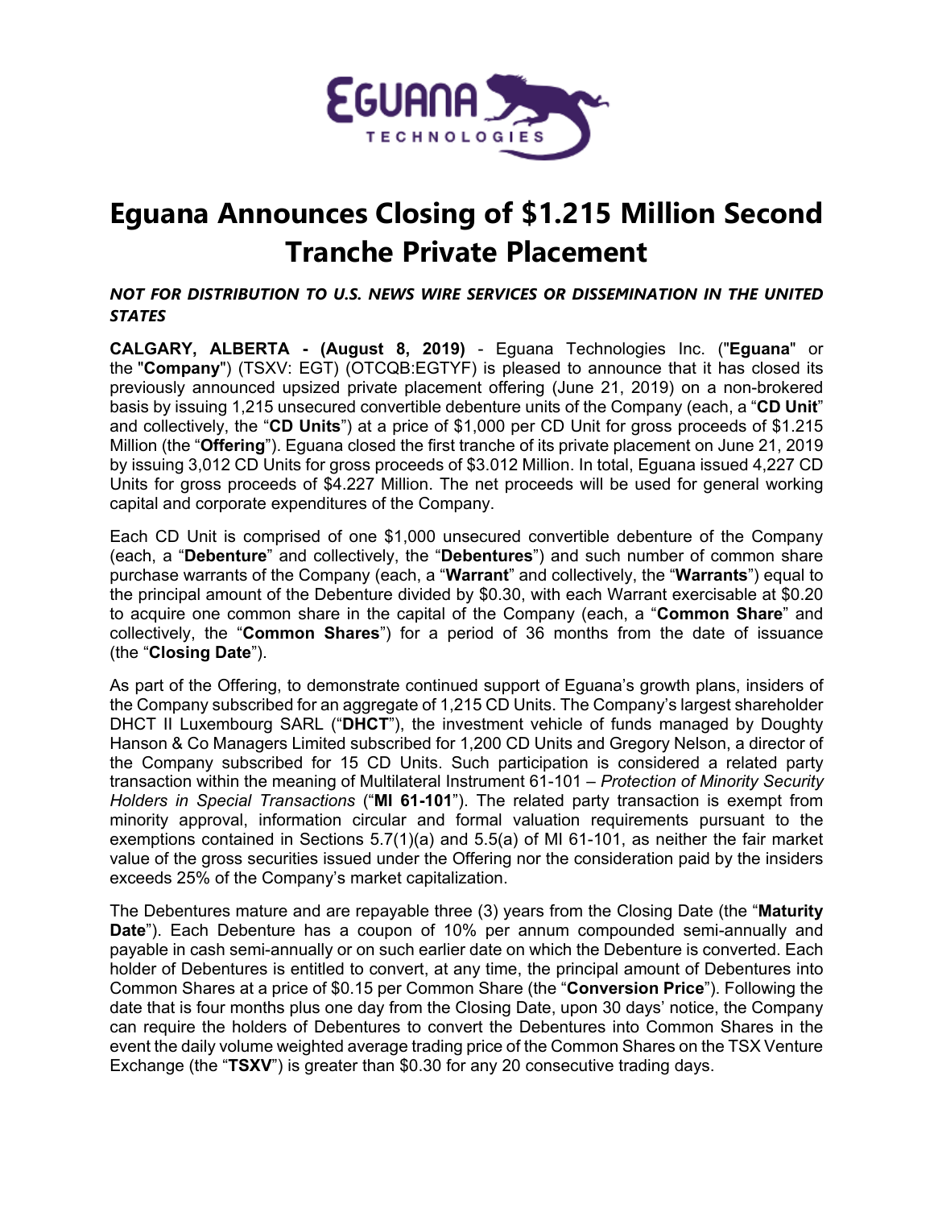# Eguana Announces Closing of $1.215 Million Second Tranche Private Placement

***NOT FOR DISTRIBUTION TO U.S. NEWS WIRE SERVICES OR DISSEMINATION IN THE UNITED STATES***

**CALGARY, ALBERTA - (August 8, 2019)** - Eguana Technologies Inc. ("**Eguana**" or the "**Company**") (TSXV: EGT) (OTCQB:EGTYF) is pleased to announce that it has closed its previously announced upsized private placement offering (June 21, 2019) on a non-brokered basis by issuing 1,215 unsecured convertible debenture units of the Company (each, a "**CD Unit**" and collectively, the "**CD Units**") at a price of $1,000 per CD Unit for gross proceeds of $1.215 Million (the "**Offering**"). Eguana closed the first tranche of its private placement on June 21, 2019 by issuing 3,012 CD Units for gross proceeds of $3.012 Million. In total, Eguana issued 4,227 CD Units for gross proceeds of $4.227 Million. The net proceeds will be used for general working capital and corporate expenditures of the Company.

Each CD Unit is comprised of one $1,000 unsecured convertible debenture of the Company (each, a "**Debenture**" and collectively, the "**Debentures**") and such number of common share purchase warrants of the Company (each, a "**Warrant**" and collectively, the "**Warrants**") equal to the principal amount of the Debenture divided by $0.30, with each Warrant exercisable at $0.20 to acquire one common share in the capital of the Company (each, a "**Common Share**" and collectively, the "**Common Shares**") for a period of 36 months from the date of issuance (the "**Closing Date**").

As part of the Offering, to demonstrate continued support of Eguana's growth plans, insiders of the Company subscribed for an aggregate of 1,215 CD Units. The Company's largest shareholder DHCT II Luxembourg SARL ("**DHCT**"), the investment vehicle of funds managed by Doughty Hanson & Co Managers Limited subscribed for 1,200 CD Units and Gregory Nelson, a director of the Company subscribed for 15 CD Units. Such participation is considered a related party transaction within the meaning of Multilateral Instrument 61-101 – *Protection of Minority Security Holders in Special Transactions* ("**MI 61-101**"). The related party transaction is exempt from minority approval, information circular and formal valuation requirements pursuant to the exemptions contained in Sections 5.7(1)(a) and 5.5(a) of MI 61-101, as neither the fair market value of the gross securities issued under the Offering nor the consideration paid by the insiders exceeds 25% of the Company's market capitalization.

The Debentures mature and are repayable three (3) years from the Closing Date (the "**Maturity Date**"). Each Debenture has a coupon of 10% per annum compounded semi-annually and payable in cash semi-annually or on such earlier date on which the Debenture is converted. Each holder of Debentures is entitled to convert, at any time, the principal amount of Debentures into Common Shares at a price of $0.15 per Common Share (the "**Conversion Price**"). Following the date that is four months plus one day from the Closing Date, upon 30 days' notice, the Company can require the holders of Debentures to convert the Debentures into Common Shares in the event the daily volume weighted average trading price of the Common Shares on the TSX Venture Exchange (the "**TSXV**") is greater than $0.30 for any 20 consecutive trading days.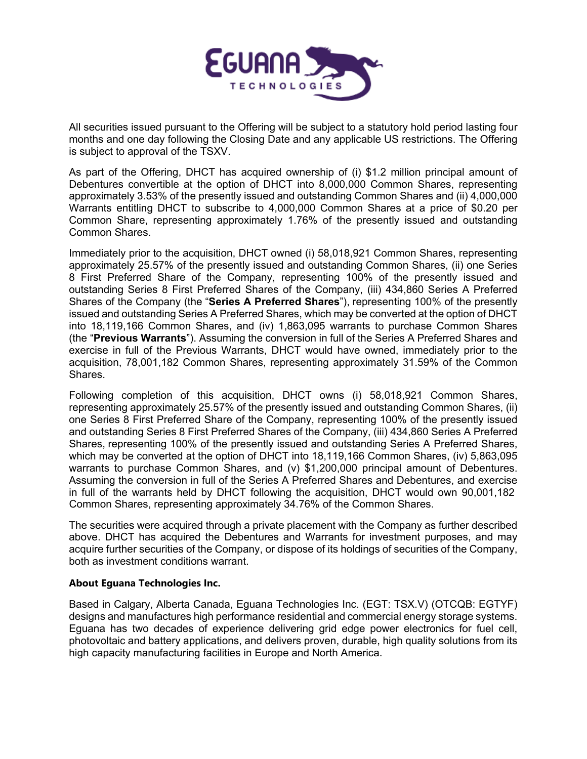All securities issued pursuant to the Offering will be subject to a statutory hold period lasting four months and one day following the Closing Date and any applicable US restrictions. The Offering is subject to approval of the TSXV.

As part of the Offering, DHCT has acquired ownership of (i) $1.2 million principal amount of Debentures convertible at the option of DHCT into 8,000,000 Common Shares, representing approximately 3.53% of the presently issued and outstanding Common Shares and (ii) 4,000,000 Warrants entitling DHCT to subscribe to 4,000,000 Common Shares at a price of $0.20 per Common Share, representing approximately 1.76% of the presently issued and outstanding Common Shares.

Immediately prior to the acquisition, DHCT owned (i) 58,018,921 Common Shares, representing approximately 25.57% of the presently issued and outstanding Common Shares, (ii) one Series 8 First Preferred Share of the Company, representing 100% of the presently issued and outstanding Series 8 First Preferred Shares of the Company, (iii) 434,860 Series A Preferred Shares of the Company (the "**Series A Preferred Shares**"), representing 100% of the presently issued and outstanding Series A Preferred Shares, which may be converted at the option of DHCT into 18,119,166 Common Shares, and (iv) 1,863,095 warrants to purchase Common Shares (the "**Previous Warrants**"). Assuming the conversion in full of the Series A Preferred Shares and exercise in full of the Previous Warrants, DHCT would have owned, immediately prior to the acquisition, 78,001,182 Common Shares, representing approximately 31.59% of the Common Shares.

Following completion of this acquisition, DHCT owns (i) 58,018,921 Common Shares, representing approximately 25.57% of the presently issued and outstanding Common Shares, (ii) one Series 8 First Preferred Share of the Company, representing 100% of the presently issued and outstanding Series 8 First Preferred Shares of the Company, (iii) 434,860 Series A Preferred Shares, representing 100% of the presently issued and outstanding Series A Preferred Shares, which may be converted at the option of DHCT into 18,119,166 Common Shares, (iv) 5,863,095 warrants to purchase Common Shares, and (v) $1,200,000 principal amount of Debentures. Assuming the conversion in full of the Series A Preferred Shares and Debentures, and exercise in full of the warrants held by DHCT following the acquisition, DHCT would own 90,001,182 Common Shares, representing approximately 34.76% of the Common Shares.

The securities were acquired through a private placement with the Company as further described above. DHCT has acquired the Debentures and Warrants for investment purposes, and may acquire further securities of the Company, or dispose of its holdings of securities of the Company, both as investment conditions warrant.

**About Eguana Technologies Inc.**

Based in Calgary, Alberta Canada, Eguana Technologies Inc. (EGT: TSX.V) (OTCQB: EGTYF) designs and manufactures high performance residential and commercial energy storage systems. Eguana has two decades of experience delivering grid edge power electronics for fuel cell, photovoltaic and battery applications, and delivers proven, durable, high quality solutions from its high capacity manufacturing facilities in Europe and North America.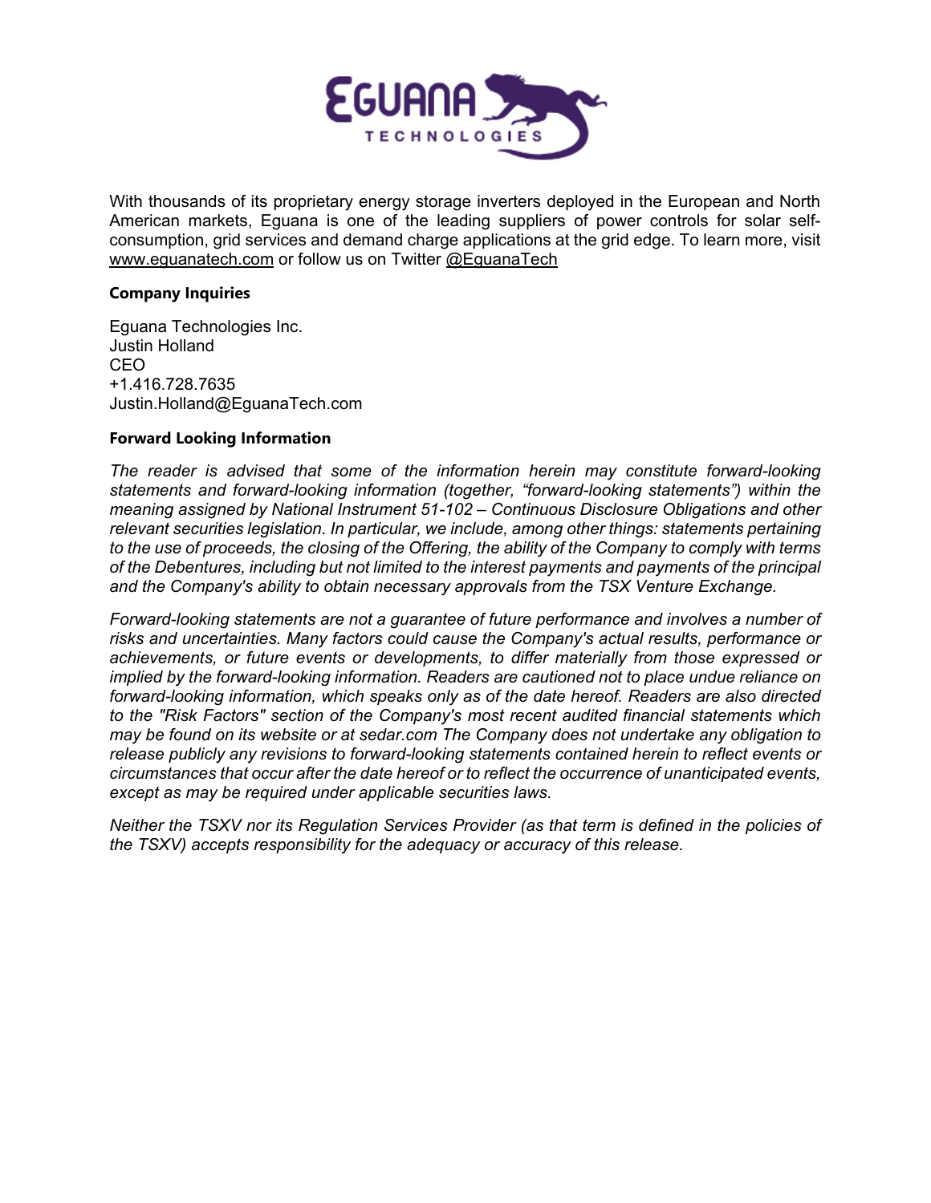With thousands of its proprietary energy storage inverters deployed in the European and North American markets, Eguana is one of the leading suppliers of power controls for solar self-consumption, grid services and demand charge applications at the grid edge. To learn more, visit www.eguanatech.com or follow us on Twitter @EguanaTech

**Company Inquiries**

Eguana Technologies Inc.
Justin Holland
CEO
+1.416.728.7635
Justin.Holland@EguanaTech.com

**Forward Looking Information**

*The reader is advised that some of the information herein may constitute forward-looking statements and forward-looking information (together, "forward-looking statements") within the meaning assigned by National Instrument 51-102 – Continuous Disclosure Obligations and other relevant securities legislation. In particular, we include, among other things: statements pertaining to the use of proceeds, the closing of the Offering, the ability of the Company to comply with terms of the Debentures, including but not limited to the interest payments and payments of the principal and the Company's ability to obtain necessary approvals from the TSX Venture Exchange.*

*Forward-looking statements are not a guarantee of future performance and involves a number of risks and uncertainties. Many factors could cause the Company's actual results, performance or achievements, or future events or developments, to differ materially from those expressed or implied by the forward-looking information. Readers are cautioned not to place undue reliance on forward-looking information, which speaks only as of the date hereof. Readers are also directed to the "Risk Factors" section of the Company's most recent audited financial statements which may be found on its website or at sedar.com The Company does not undertake any obligation to release publicly any revisions to forward-looking statements contained herein to reflect events or circumstances that occur after the date hereof or to reflect the occurrence of unanticipated events, except as may be required under applicable securities laws.*

*Neither the TSXV nor its Regulation Services Provider (as that term is defined in the policies of the TSXV) accepts responsibility for the adequacy or accuracy of this release.*